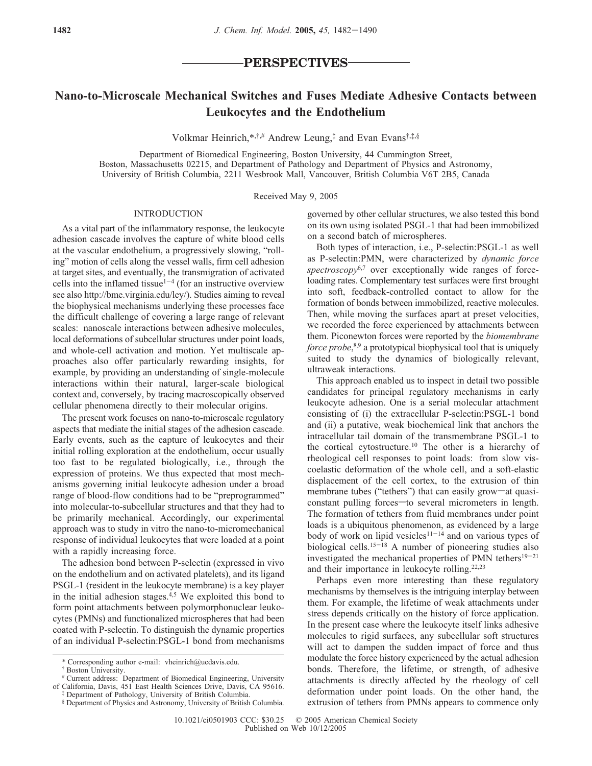## PERSPECTIVES

# Nano-to-Microscale Mechanical Switches and Fuses Mediate Adhesive Contacts between Leukocytes and the Endothelium

Volkmar Heinrich,*[†,#] Andrew Leung,[‡] and Evan Evans[†,‡,§]

Department of Biomedical Engineering, Boston University, 44 Cummington Street, Boston, Massachusetts 02215, and Department of Pathology and Department of Physics and Astronomy, University of British Columbia, 2211 Wesbrook Mall, Vancouver, British Columbia V6T 2B5, Canada

Received May 9, 2005

## INTRODUCTION

As a vital part of the inflammatory response, the leukocyte adhesion cascade involves the capture of white blood cells at the vascular endothelium, a progressively slowing, "rolling" motion of cells along the vessel walls, firm cell adhesion at target sites, and eventually, the transmigration of activated cells into the inflamed tissue[1-4] (for an instructive overview see also http://bme.virginia.edu/ley/). Studies aiming to reveal the biophysical mechanisms underlying these processes face the difficult challenge of covering a large range of relevant scales: nanoscale interactions between adhesive molecules, local deformations of subcellular structures under point loads, and whole-cell activation and motion. Yet multiscale approaches also offer particularly rewarding insights, for example, by providing an understanding of single-molecule interactions within their natural, larger-scale biological context and, conversely, by tracing macroscopically observed cellular phenomena directly to their molecular origins.

The present work focuses on nano-to-microscale regulatory aspects that mediate the initial stages of the adhesion cascade. Early events, such as the capture of leukocytes and their initial rolling exploration at the endothelium, occur usually too fast to be regulated biologically, i.e., through the expression of proteins. We thus expected that most mechanisms governing initial leukocyte adhesion under a broad range of blood-flow conditions had to be "preprogrammed" into molecular-to-subcellular structures and that they had to be primarily mechanical. Accordingly, our experimental approach was to study in vitro the nano-to-micromechanical response of individual leukocytes that were loaded at a point with a rapidly increasing force.

The adhesion bond between P-selectin (expressed in vivo on the endothelium and on activated platelets), and its ligand PSGL-1 (resident in the leukocyte membrane) is a key player in the initial adhesion stages.[4,5] We exploited this bond to form point attachments between polymorphonuclear leukocytes (PMNs) and functionalized microspheres that had been coated with P-selectin. To distinguish the dynamic properties of an individual P-selectin:PSGL-1 bond from mechanisms governed by other cellular structures, we also tested this bond on its own using isolated PSGL-1 that had been immobilized on a second batch of microspheres.

Both types of interaction, i.e., P-selectin:PSGL-1 as well as P-selectin:PMN, were characterized by *dynamic force spectroscopy*[6,7] over exceptionally wide ranges of force-loading rates. Complementary test surfaces were first brought into soft, feedback-controlled contact to allow for the formation of bonds between immobilized, reactive molecules. Then, while moving the surfaces apart at preset velocities, we recorded the force experienced by attachments between them. Piconewton forces were reported by the *biomembrane force probe*,[8,9] a prototypical biophysical tool that is uniquely suited to study the dynamics of biologically relevant, ultraweak interactions.

This approach enabled us to inspect in detail two possible candidates for principal regulatory mechanisms in early leukocyte adhesion. One is a serial molecular attachment consisting of (i) the extracellular P-selectin:PSGL-1 bond and (ii) a putative, weak biochemical link that anchors the intracellular tail domain of the transmembrane PSGL-1 to the cortical cytostructure.[10] The other is a hierarchy of rheological cell responses to point loads: from slow viscoelastic deformation of the whole cell, and a soft-elastic displacement of the cell cortex, to the extrusion of thin membrane tubes ("tethers") that can easily grow—at quasi-constant pulling forces—to several micrometers in length. The formation of tethers from fluid membranes under point loads is a ubiquitous phenomenon, as evidenced by a large body of work on lipid vesicles[11-14] and on various types of biological cells.[15-18] A number of pioneering studies also investigated the mechanical properties of PMN tethers[19-21] and their importance in leukocyte rolling.[22,23]

Perhaps even more interesting than these regulatory mechanisms by themselves is the intriguing interplay between them. For example, the lifetime of weak attachments under stress depends critically on the history of force application. In the present case where the leukocyte itself links adhesive molecules to rigid surfaces, any subcellular soft structures will act to dampen the sudden impact of force and thus modulate the force history experienced by the actual adhesion bonds. Therefore, the lifetime, or strength, of adhesive attachments is directly affected by the rheology of cell deformation under point loads. On the other hand, the extrusion of tethers from PMNs appears to commence only

* Corresponding author e-mail: vheinrich@ucdavis.edu.
† Boston University.
# Current address: Department of Biomedical Engineering, University of California, Davis, 451 East Health Sciences Drive, Davis, CA 95616.
‡ Department of Pathology, University of British Columbia.
§ Department of Physics and Astronomy, University of British Columbia.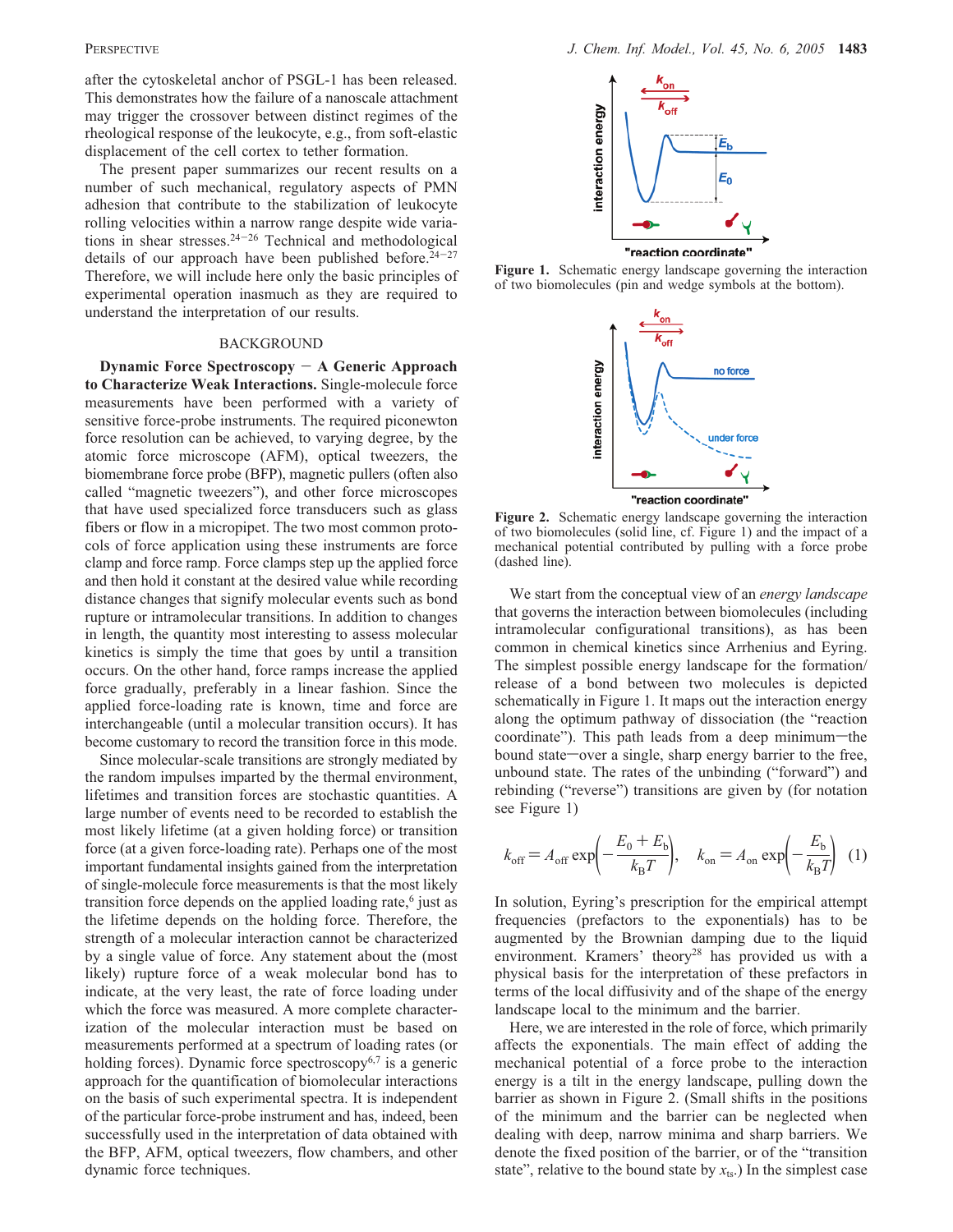after the cytoskeletal anchor of PSGL-1 has been released. This demonstrates how the failure of a nanoscale attachment may trigger the crossover between distinct regimes of the rheological response of the leukocyte, e.g., from soft-elastic displacement of the cell cortex to tether formation.

The present paper summarizes our recent results on a number of such mechanical, regulatory aspects of PMN adhesion that contribute to the stabilization of leukocyte rolling velocities within a narrow range despite wide variations in shear stresses.[24−26] Technical and methodological details of our approach have been published before.[24−27] Therefore, we will include here only the basic principles of experimental operation inasmuch as they are required to understand the interpretation of our results.

## BACKGROUND

**Dynamic Force Spectroscopy − A Generic Approach to Characterize Weak Interactions.** Single-molecule force measurements have been performed with a variety of sensitive force-probe instruments. The required piconewton force resolution can be achieved, to varying degree, by the atomic force microscope (AFM), optical tweezers, the biomembrane force probe (BFP), magnetic pullers (often also called "magnetic tweezers"), and other force microscopes that have used specialized force transducers such as glass fibers or flow in a micropipet. The two most common protocols of force application using these instruments are force clamp and force ramp. Force clamps step up the applied force and then hold it constant at the desired value while recording distance changes that signify molecular events such as bond rupture or intramolecular transitions. In addition to changes in length, the quantity most interesting to assess molecular kinetics is simply the time that goes by until a transition occurs. On the other hand, force ramps increase the applied force gradually, preferably in a linear fashion. Since the applied force-loading rate is known, time and force are interchangeable (until a molecular transition occurs). It has become customary to record the transition force in this mode.

Since molecular-scale transitions are strongly mediated by the random impulses imparted by the thermal environment, lifetimes and transition forces are stochastic quantities. A large number of events need to be recorded to establish the most likely lifetime (at a given holding force) or transition force (at a given force-loading rate). Perhaps one of the most important fundamental insights gained from the interpretation of single-molecule force measurements is that the most likely transition force depends on the applied loading rate,[6] just as the lifetime depends on the holding force. Therefore, the strength of a molecular interaction cannot be characterized by a single value of force. Any statement about the (most likely) rupture force of a weak molecular bond has to indicate, at the very least, the rate of force loading under which the force was measured. A more complete characterization of the molecular interaction must be based on measurements performed at a spectrum of loading rates (or holding forces). Dynamic force spectroscopy[6,7] is a generic approach for the quantification of biomolecular interactions on the basis of such experimental spectra. It is independent of the particular force-probe instrument and has, indeed, been successfully used in the interpretation of data obtained with the BFP, AFM, optical tweezers, flow chambers, and other dynamic force techniques.

**Figure 1.** Schematic energy landscape governing the interaction of two biomolecules (pin and wedge symbols at the bottom).

**Figure 2.** Schematic energy landscape governing the interaction of two biomolecules (solid line, cf. Figure 1) and the impact of a mechanical potential contributed by pulling with a force probe (dashed line).

We start from the conceptual view of an *energy landscape* that governs the interaction between biomolecules (including intramolecular configurational transitions), as has been common in chemical kinetics since Arrhenius and Eyring. The simplest possible energy landscape for the formation/release of a bond between two molecules is depicted schematically in Figure 1. It maps out the interaction energy along the optimum pathway of dissociation (the "reaction coordinate"). This path leads from a deep minimum—the bound state—over a single, sharp energy barrier to the free, unbound state. The rates of the unbinding ("forward") and rebinding ("reverse") transitions are given by (for notation see Figure 1)

$$k_{\text{off}} = A_{\text{off}} \exp\left(-\frac{E_0 + E_b}{k_B T}\right), \quad k_{\text{on}} = A_{\text{on}} \exp\left(-\frac{E_b}{k_B T}\right) \quad (1)$$

In solution, Eyring's prescription for the empirical attempt frequencies (prefactors to the exponentials) has to be augmented by the Brownian damping due to the liquid environment. Kramers' theory[28] has provided us with a physical basis for the interpretation of these prefactors in terms of the local diffusivity and of the shape of the energy landscape local to the minimum and the barrier.

Here, we are interested in the role of force, which primarily affects the exponentials. The main effect of adding the mechanical potential of a force probe to the interaction energy is a tilt in the energy landscape, pulling down the barrier as shown in Figure 2. (Small shifts in the positions of the minimum and the barrier can be neglected when dealing with deep, narrow minima and sharp barriers. We denote the fixed position of the barrier, or of the "transition state", relative to the bound state by $x_{ts}$.) In the simplest case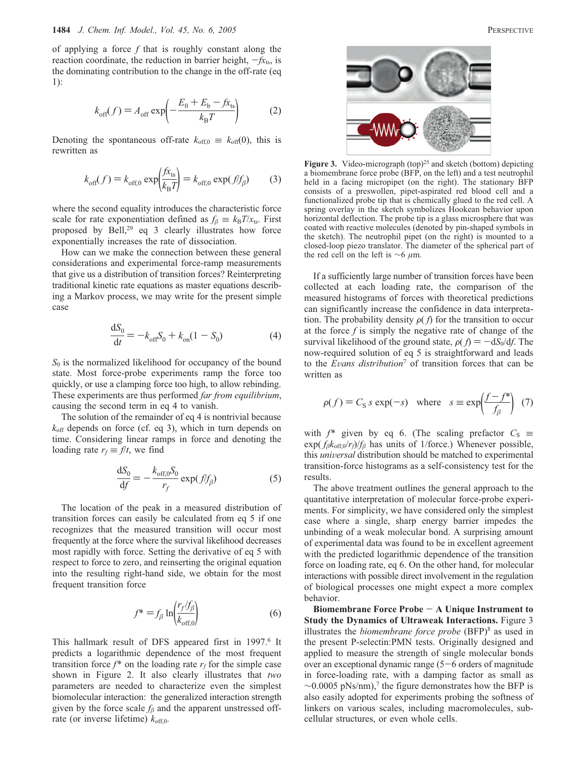of applying a force $f$ that is roughly constant along the reaction coordinate, the reduction in barrier height, $-fx_{ts}$, is the dominating contribution to the change in the off-rate (eq 1):

$$k_{off}(f) = A_{off} \exp\left(-\frac{E_0 + E_b - fx_{ts}}{k_B T}\right) \quad (2)$$

Denoting the spontaneous off-rate $k_{off,0} \equiv k_{off}(0)$, this is rewritten as

$$k_{off}(f) = k_{off,0} \exp\left(\frac{fx_{ts}}{k_B T}\right) = k_{off,0} \exp(f/f_\beta) \quad (3)$$

where the second equality introduces the characteristic force scale for rate exponentiation defined as $f_\beta \equiv k_B T/x_{ts}$. First proposed by Bell,[29] eq 3 clearly illustrates how force exponentially increases the rate of dissociation.

How can we make the connection between these general considerations and experimental force-ramp measurements that give us a distribution of transition forces? Reinterpreting traditional kinetic rate equations as master equations describing a Markov process, we may write for the present simple case

$$\frac{dS_0}{dt} = -k_{off} S_0 + k_{on}(1 - S_0) \quad (4)$$

$S_0$ is the normalized likelihood for occupancy of the bound state. Most force-probe experiments ramp the force too quickly, or use a clamping force too high, to allow rebinding. These experiments are thus performed *far from equilibrium*, causing the second term in eq 4 to vanish.

The solution of the remainder of eq 4 is nontrivial because $k_{off}$ depends on force (cf. eq 3), which in turn depends on time. Considering linear ramps in force and denoting the loading rate $r_f \equiv f/t$, we find

$$\frac{dS_0}{df} = -\frac{k_{off,0} S_0}{r_f} \exp(f/f_\beta) \quad (5)$$

The location of the peak in a measured distribution of transition forces can easily be calculated from eq 5 if one recognizes that the measured transition will occur most frequently at the force where the survival likelihood decreases most rapidly with force. Setting the derivative of eq 5 with respect to force to zero, and reinserting the original equation into the resulting right-hand side, we obtain for the most frequent transition force

$$f^* = f_\beta \ln\left(\frac{r_f/f_\beta}{k_{off,0}}\right) \quad (6)$$

This hallmark result of DFS appeared first in 1997.[6] It predicts a logarithmic dependence of the most frequent transition force $f^*$ on the loading rate $r_f$ for the simple case shown in Figure 2. It also clearly illustrates that *two* parameters are needed to characterize even the simplest biomolecular interaction: the generalized interaction strength given by the force scale $f_\beta$ and the apparent unstressed off-rate (or inverse lifetime) $k_{off,0}$.

**Figure 3.** Video-micrograph (top)[25] and sketch (bottom) depicting a biomembrane force probe (BFP, on the left) and a test neutrophil held in a facing micropipet (on the right). The stationary BFP consists of a preswollen, pipet-aspirated red blood cell and a functionalized probe tip that is chemically glued to the red cell. A spring overlay in the sketch symbolizes Hookean behavior upon horizontal deflection. The probe tip is a glass microsphere that was coated with reactive molecules (denoted by pin-shaped symbols in the sketch). The neutrophil pipet (on the right) is mounted to a closed-loop piezo translator. The diameter of the spherical part of the red cell on the left is ~6 μm.

If a sufficiently large number of transition forces have been collected at each loading rate, the comparison of the measured histograms of forces with theoretical predictions can significantly increase the confidence in data interpretation. The probability density $\rho(f)$ for the transition to occur at the force $f$ is simply the negative rate of change of the survival likelihood of the ground state, $\rho(f) = -dS_0/df$. The now-required solution of eq 5 is straightforward and leads to the *Evans distribution*[7] of transition forces that can be written as

$$\rho(f) = C_S\, s \exp(-s) \quad \text{where} \quad s \equiv \exp\left(\frac{f - f^*}{f_\beta}\right) \quad (7)$$

with $f^*$ given by eq 6. (The scaling prefactor $C_S \equiv \exp(f_\beta k_{off,0}/r_f)/f_\beta$ has units of 1/force.) Whenever possible, this *universal* distribution should be matched to experimental transition-force histograms as a self-consistency test for the results.

The above treatment outlines the general approach to the quantitative interpretation of molecular force-probe experiments. For simplicity, we have considered only the simplest case where a single, sharp energy barrier impedes the unbinding of a weak molecular bond. A surprising amount of experimental data was found to be in excellent agreement with the predicted logarithmic dependence of the transition force on loading rate, eq 6. On the other hand, for molecular interactions with possible direct involvement in the regulation of biological processes one might expect a more complex behavior.

**Biomembrane Force Probe − A Unique Instrument to Study the Dynamics of Ultraweak Interactions.** Figure 3 illustrates the *biomembrane force probe* (BFP)[8] as used in the present P-selectin:PMN tests. Originally designed and applied to measure the strength of single molecular bonds over an exceptional dynamic range (5−6 orders of magnitude in force-loading rate, with a damping factor as small as ~0.0005 pNs/nm),[7] the figure demonstrates how the BFP is also easily adopted for experiments probing the softness of linkers on various scales, including macromolecules, subcellular structures, or even whole cells.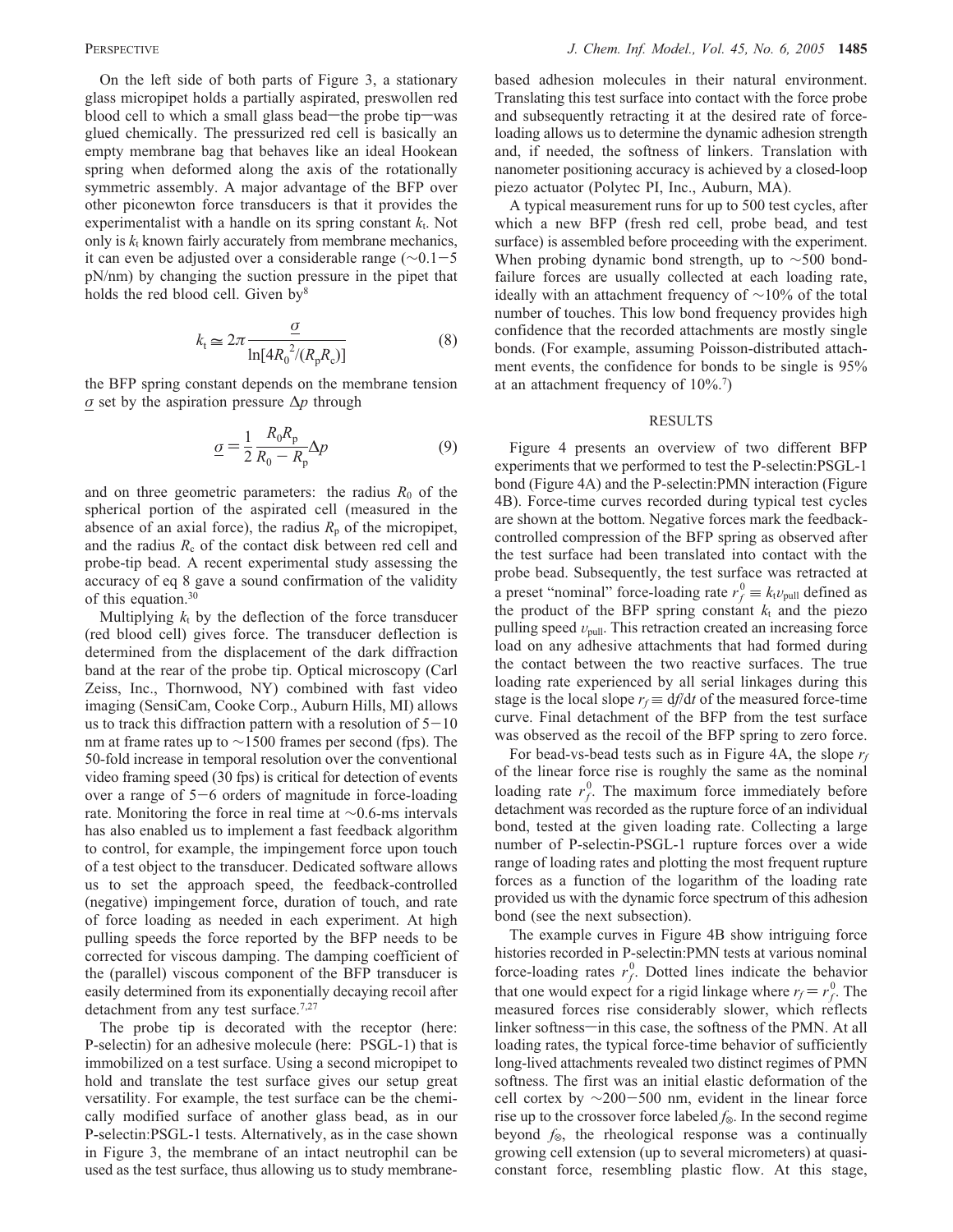On the left side of both parts of Figure 3, a stationary glass micropipet holds a partially aspirated, preswollen red blood cell to which a small glass bead—the probe tip—was glued chemically. The pressurized red cell is basically an empty membrane bag that behaves like an ideal Hookean spring when deformed along the axis of the rotationally symmetric assembly. A major advantage of the BFP over other piconewton force transducers is that it provides the experimentalist with a handle on its spring constant $k_t$. Not only is $k_t$ known fairly accurately from membrane mechanics, it can even be adjusted over a considerable range (~0.1−5 pN/nm) by changing the suction pressure in the pipet that holds the red blood cell. Given by[8]

$$k_t \cong 2\pi \frac{\underline{\sigma}}{\ln[4R_0^{\,2}/(R_p R_c)]} \tag{8}$$

the BFP spring constant depends on the membrane tension $\underline{\sigma}$ set by the aspiration pressure $\Delta p$ through

$$\underline{\sigma} = \frac{1}{2}\frac{R_0 R_p}{R_0 - R_p}\Delta p \tag{9}$$

and on three geometric parameters: the radius $R_0$ of the spherical portion of the aspirated cell (measured in the absence of an axial force), the radius $R_p$ of the micropipet, and the radius $R_c$ of the contact disk between red cell and probe-tip bead. A recent experimental study assessing the accuracy of eq 8 gave a sound confirmation of the validity of this equation.[30]

Multiplying $k_t$ by the deflection of the force transducer (red blood cell) gives force. The transducer deflection is determined from the displacement of the dark diffraction band at the rear of the probe tip. Optical microscopy (Carl Zeiss, Inc., Thornwood, NY) combined with fast video imaging (SensiCam, Cooke Corp., Auburn Hills, MI) allows us to track this diffraction pattern with a resolution of 5−10 nm at frame rates up to ~1500 frames per second (fps). The 50-fold increase in temporal resolution over the conventional video framing speed (30 fps) is critical for detection of events over a range of 5−6 orders of magnitude in force-loading rate. Monitoring the force in real time at ~0.6-ms intervals has also enabled us to implement a fast feedback algorithm to control, for example, the impingement force upon touch of a test object to the transducer. Dedicated software allows us to set the approach speed, the feedback-controlled (negative) impingement force, duration of touch, and rate of force loading as needed in each experiment. At high pulling speeds the force reported by the BFP needs to be corrected for viscous damping. The damping coefficient of the (parallel) viscous component of the BFP transducer is easily determined from its exponentially decaying recoil after detachment from any test surface.[7,27]

The probe tip is decorated with the receptor (here: P-selectin) for an adhesive molecule (here: PSGL-1) that is immobilized on a test surface. Using a second micropipet to hold and translate the test surface gives our setup great versatility. For example, the test surface can be the chemically modified surface of another glass bead, as in our P-selectin:PSGL-1 tests. Alternatively, as in the case shown in Figure 3, the membrane of an intact neutrophil can be used as the test surface, thus allowing us to study membrane-based adhesion molecules in their natural environment. Translating this test surface into contact with the force probe and subsequently retracting it at the desired rate of force-loading allows us to determine the dynamic adhesion strength and, if needed, the softness of linkers. Translation with nanometer positioning accuracy is achieved by a closed-loop piezo actuator (Polytec PI, Inc., Auburn, MA).

A typical measurement runs for up to 500 test cycles, after which a new BFP (fresh red cell, probe bead, and test surface) is assembled before proceeding with the experiment. When probing dynamic bond strength, up to ~500 bond-failure forces are usually collected at each loading rate, ideally with an attachment frequency of ~10% of the total number of touches. This low bond frequency provides high confidence that the recorded attachments are mostly single bonds. (For example, assuming Poisson-distributed attachment events, the confidence for bonds to be single is 95% at an attachment frequency of 10%.[7])

## RESULTS

Figure 4 presents an overview of two different BFP experiments that we performed to test the P-selectin:PSGL-1 bond (Figure 4A) and the P-selectin:PMN interaction (Figure 4B). Force-time curves recorded during typical test cycles are shown at the bottom. Negative forces mark the feedback-controlled compression of the BFP spring as observed after the test surface had been translated into contact with the probe bead. Subsequently, the test surface was retracted at a preset "nominal" force-loading rate $r_f^0 \equiv k_t v_{pull}$ defined as the product of the BFP spring constant $k_t$ and the piezo pulling speed $v_{pull}$. This retraction created an increasing force load on any adhesive attachments that had formed during the contact between the two reactive surfaces. The true loading rate experienced by all serial linkages during this stage is the local slope $r_f \equiv df/dt$ of the measured force-time curve. Final detachment of the BFP from the test surface was observed as the recoil of the BFP spring to zero force.

For bead-vs-bead tests such as in Figure 4A, the slope $r_f$ of the linear force rise is roughly the same as the nominal loading rate $r_f^0$. The maximum force immediately before detachment was recorded as the rupture force of an individual bond, tested at the given loading rate. Collecting a large number of P-selectin-PSGL-1 rupture forces over a wide range of loading rates and plotting the most frequent rupture forces as a function of the logarithm of the loading rate provided us with the dynamic force spectrum of this adhesion bond (see the next subsection).

The example curves in Figure 4B show intriguing force histories recorded in P-selectin:PMN tests at various nominal force-loading rates $r_f^0$. Dotted lines indicate the behavior that one would expect for a rigid linkage where $r_f = r_f^0$. The measured forces rise considerably slower, which reflects linker softness—in this case, the softness of the PMN. At all loading rates, the typical force-time behavior of sufficiently long-lived attachments revealed two distinct regimes of PMN softness. The first was an initial elastic deformation of the cell cortex by ~200−500 nm, evident in the linear force rise up to the crossover force labeled $f_\otimes$. In the second regime beyond $f_\otimes$, the rheological response was a continually growing cell extension (up to several micrometers) at quasi-constant force, resembling plastic flow. At this stage,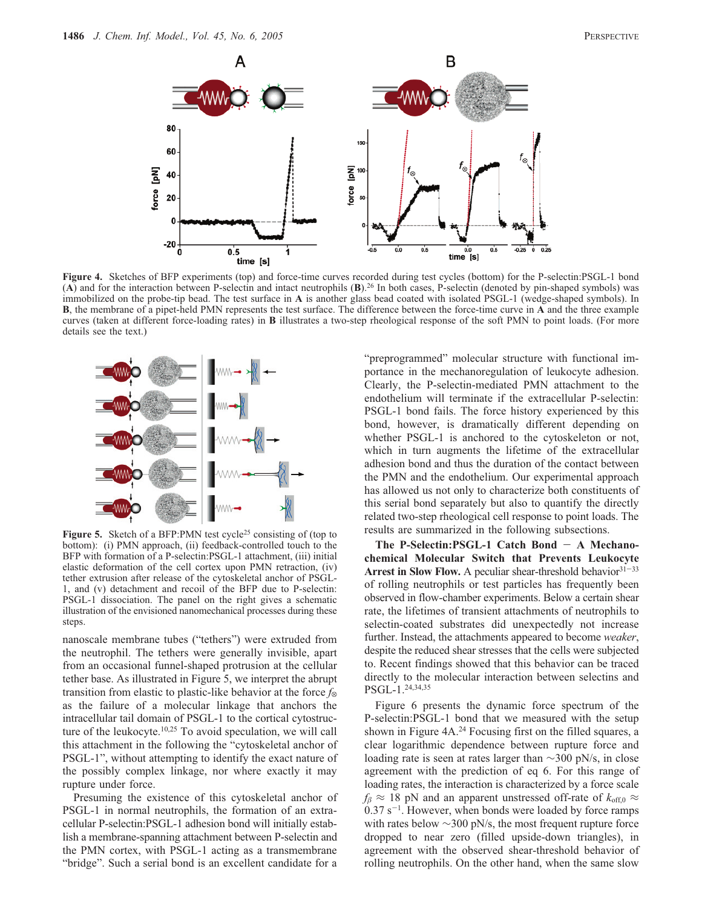**Figure 4.** Sketches of BFP experiments (top) and force-time curves recorded during test cycles (bottom) for the P-selectin:PSGL-1 bond (**A**) and for the interaction between P-selectin and intact neutrophils (**B**).[26] In both cases, P-selectin (denoted by pin-shaped symbols) was immobilized on the probe-tip bead. The test surface in **A** is another glass bead coated with isolated PSGL-1 (wedge-shaped symbols). In **B**, the membrane of a pipet-held PMN represents the test surface. The difference between the force-time curve in **A** and the three example curves (taken at different force-loading rates) in **B** illustrates a two-step rheological response of the soft PMN to point loads. (For more details see the text.)

**Figure 5.** Sketch of a BFP:PMN test cycle[25] consisting of (top to bottom): (i) PMN approach, (ii) feedback-controlled touch to the BFP with formation of a P-selectin:PSGL-1 attachment, (iii) initial elastic deformation of the cell cortex upon PMN retraction, (iv) tether extrusion after release of the cytoskeletal anchor of PSGL-1, and (v) detachment and recoil of the BFP due to P-selectin: PSGL-1 dissociation. The panel on the right gives a schematic illustration of the envisioned nanomechanical processes during these steps.

nanoscale membrane tubes ("tethers") were extruded from the neutrophil. The tethers were generally invisible, apart from an occasional funnel-shaped protrusion at the cellular tether base. As illustrated in Figure 5, we interpret the abrupt transition from elastic to plastic-like behavior at the force $f_\otimes$ as the failure of a molecular linkage that anchors the intracellular tail domain of PSGL-1 to the cortical cytostructure of the leukocyte.[10,25] To avoid speculation, we will call this attachment in the following the "cytoskeletal anchor of PSGL-1", without attempting to identify the exact nature of the possibly complex linkage, nor where exactly it may rupture under force.

Presuming the existence of this cytoskeletal anchor of PSGL-1 in normal neutrophils, the formation of an extracellular P-selectin:PSGL-1 adhesion bond will initially establish a membrane-spanning attachment between P-selectin and the PMN cortex, with PSGL-1 acting as a transmembrane "bridge". Such a serial bond is an excellent candidate for a "preprogrammed" molecular structure with functional importance in the mechanoregulation of leukocyte adhesion. Clearly, the P-selectin-mediated PMN attachment to the endothelium will terminate if the extracellular P-selectin: PSGL-1 bond fails. The force history experienced by this bond, however, is dramatically different depending on whether PSGL-1 is anchored to the cytoskeleton or not, which in turn augments the lifetime of the extracellular adhesion bond and thus the duration of the contact between the PMN and the endothelium. Our experimental approach has allowed us not only to characterize both constituents of this serial bond separately but also to quantify the directly related two-step rheological cell response to point loads. The results are summarized in the following subsections.

**The P-Selectin:PSGL-1 Catch Bond − A Mechanochemical Molecular Switch that Prevents Leukocyte Arrest in Slow Flow.** A peculiar shear-threshold behavior[31−33] of rolling neutrophils or test particles has frequently been observed in flow-chamber experiments. Below a certain shear rate, the lifetimes of transient attachments of neutrophils to selectin-coated substrates did unexpectedly not increase further. Instead, the attachments appeared to become *weaker*, despite the reduced shear stresses that the cells were subjected to. Recent findings showed that this behavior can be traced directly to the molecular interaction between selectins and PSGL-1.[24,34,35]

Figure 6 presents the dynamic force spectrum of the P-selectin:PSGL-1 bond that we measured with the setup shown in Figure 4A.[24] Focusing first on the filled squares, a clear logarithmic dependence between rupture force and loading rate is seen at rates larger than ∼300 pN/s, in close agreement with the prediction of eq 6. For this range of loading rates, the interaction is characterized by a force scale $f_\beta \approx 18$ pN and an apparent unstressed off-rate of $k_{\mathrm{off},0} \approx 0.37\ \mathrm{s}^{-1}$. However, when bonds were loaded by force ramps with rates below ∼300 pN/s, the most frequent rupture force dropped to near zero (filled upside-down triangles), in agreement with the observed shear-threshold behavior of rolling neutrophils. On the other hand, when the same slow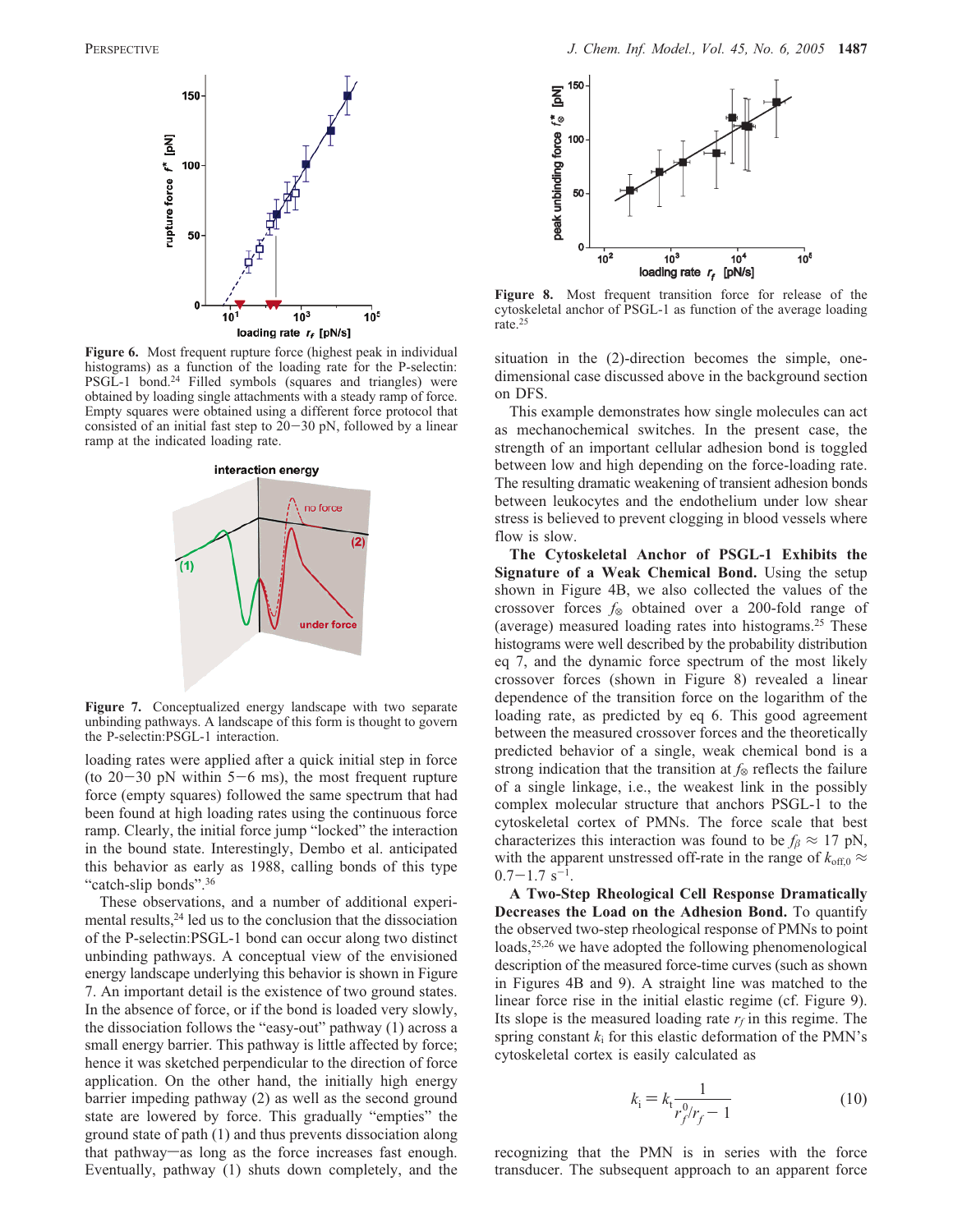Figure 6. Most frequent rupture force (highest peak in individual histograms) as a function of the loading rate for the P-selectin: PSGL-1 bond.[24] Filled symbols (squares and triangles) were obtained by loading single attachments with a steady ramp of force. Empty squares were obtained using a different force protocol that consisted of an initial fast step to 20−30 pN, followed by a linear ramp at the indicated loading rate.

Figure 7. Conceptualized energy landscape with two separate unbinding pathways. A landscape of this form is thought to govern the P-selectin:PSGL-1 interaction.

loading rates were applied after a quick initial step in force (to 20−30 pN within 5−6 ms), the most frequent rupture force (empty squares) followed the same spectrum that had been found at high loading rates using the continuous force ramp. Clearly, the initial force jump "locked" the interaction in the bound state. Interestingly, Dembo et al. anticipated this behavior as early as 1988, calling bonds of this type "catch-slip bonds".[36]

These observations, and a number of additional experimental results,[24] led us to the conclusion that the dissociation of the P-selectin:PSGL-1 bond can occur along two distinct unbinding pathways. A conceptual view of the envisioned energy landscape underlying this behavior is shown in Figure 7. An important detail is the existence of two ground states. In the absence of force, or if the bond is loaded very slowly, the dissociation follows the "easy-out" pathway (1) across a small energy barrier. This pathway is little affected by force; hence it was sketched perpendicular to the direction of force application. On the other hand, the initially high energy barrier impeding pathway (2) as well as the second ground state are lowered by force. This gradually "empties" the ground state of path (1) and thus prevents dissociation along that pathway—as long as the force increases fast enough. Eventually, pathway (1) shuts down completely, and the situation in the (2)-direction becomes the simple, one-dimensional case discussed above in the background section on DFS.

Figure 8. Most frequent transition force for release of the cytoskeletal anchor of PSGL-1 as function of the average loading rate.[25]

This example demonstrates how single molecules can act as mechanochemical switches. In the present case, the strength of an important cellular adhesion bond is toggled between low and high depending on the force-loading rate. The resulting dramatic weakening of transient adhesion bonds between leukocytes and the endothelium under low shear stress is believed to prevent clogging in blood vessels where flow is slow.

**The Cytoskeletal Anchor of PSGL-1 Exhibits the Signature of a Weak Chemical Bond.** Using the setup shown in Figure 4B, we also collected the values of the crossover forces $f_\otimes$ obtained over a 200-fold range of (average) measured loading rates.[25] These histograms were well described by the probability distribution eq 7, and the dynamic force spectrum of the most likely crossover forces (shown in Figure 8) revealed a linear dependence of the transition force on the logarithm of the loading rate, as predicted by eq 6. This good agreement between the measured crossover forces and the theoretically predicted behavior of a single, weak chemical bond is a strong indication that the transition at $f_\otimes$ reflects the failure of a single linkage, i.e., the weakest link in the possibly complex molecular structure that anchors PSGL-1 to the cytoskeletal cortex of PMNs. The force scale that best characterizes this interaction was found to be $f_\beta \approx 17$ pN, with the apparent unstressed off-rate in the range of $k_{\mathrm{off},0} \approx 0.7-1.7\ \mathrm{s}^{-1}$.

**A Two-Step Rheological Cell Response Dramatically Decreases the Load on the Adhesion Bond.** To quantify the observed two-step rheological response of PMNs to point loads,[25,26] we have adopted the following phenomenological description of the measured force-time curves (such as shown in Figures 4B and 9). A straight line was matched to the linear force rise in the initial elastic regime (cf. Figure 9). Its slope is the measured loading rate $r_f$ in this regime. The spring constant $k_i$ for this elastic deformation of the PMN's cytoskeletal cortex is easily calculated as

$$k_i = k_t \frac{1}{r_f^0 / r_f - 1} \tag{10}$$

recognizing that the PMN is in series with the force transducer. The subsequent approach to an apparent force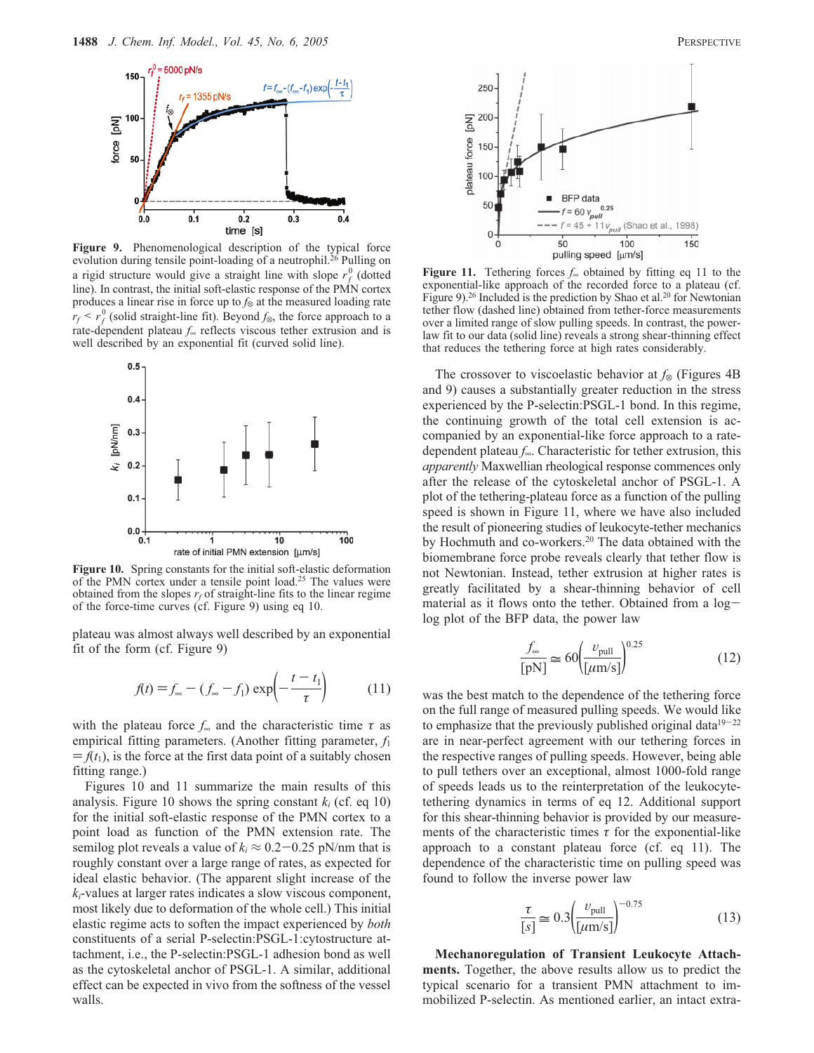**Figure 9.** Phenomenological description of the typical force evolution during tensile point-loading of a neutrophil.[26] Pulling on a rigid structure would give a straight line with slope $r_f^0$ (dotted line). In contrast, the initial soft-elastic response of the PMN cortex produces a linear rise in force up to $f_\otimes$ at the measured loading rate $r_f < r_f^0$ (solid straight-line fit). Beyond $f_\otimes$, the force approach to a rate-dependent plateau $f_\infty$ reflects viscous tether extrusion and is well described by an exponential fit (curved solid line).

**Figure 10.** Spring constants for the initial soft-elastic deformation of the PMN cortex under a tensile point load.[25] The values were obtained from the slopes $r_f$ of straight-line fits to the linear regime of the force-time curves (cf. Figure 9) using eq 10.

plateau was almost always well described by an exponential fit of the form (cf. Figure 9)

$$f(t) = f_\infty - (f_\infty - f_1)\exp\left(-\frac{t - t_1}{\tau}\right) \tag{11}$$

with the plateau force $f_\infty$ and the characteristic time $\tau$ as empirical fitting parameters. (Another fitting parameter, $f_1 = f(t_1)$, is the force at the first data point of a suitably chosen fitting range.)

Figures 10 and 11 summarize the main results of this analysis. Figure 10 shows the spring constant $k_i$ (cf. eq 10) for the initial soft-elastic response of the PMN cortex to a point load as function of the PMN extension rate. The semilog plot reveals a value of $k_i \approx 0.2-0.25$ pN/nm that is roughly constant over a large range of rates, as expected for ideal elastic behavior. (The apparent slight increase of the $k_i$-values at larger rates indicates a slow viscous component, most likely due to deformation of the whole cell.) This initial elastic regime acts to soften the impact experienced by *both* constituents of a serial P-selectin:PSGL-1:cytostructure attachment, i.e., the P-selectin:PSGL-1 adhesion bond as well as the cytoskeletal anchor of PSGL-1. A similar, additional effect can be expected in vivo from the softness of the vessel walls.

**Figure 11.** Tethering forces $f_\infty$ obtained by fitting eq 11 to the exponential-like approach of the recorded force to a plateau (cf. Figure 9).[26] Included is the prediction by Shao et al.[20] for Newtonian tether flow (dashed line) obtained from tether-force measurements over a limited range of slow pulling speeds. In contrast, the power-law fit to our data (solid line) reveals a strong shear-thinning effect that reduces the tethering force at high rates considerably.

The crossover to viscoelastic behavior at $f_\otimes$ (Figures 4B and 9) causes a substantially greater reduction in the stress experienced by the P-selectin:PSGL-1 bond. In this regime, the continuing growth of the total cell extension is accompanied by an exponential-like force approach to a rate-dependent plateau $f_\infty$. Characteristic for tether extrusion, this *apparently* Maxwellian rheological response commences only after the release of the cytoskeletal anchor of PSGL-1. A plot of the tethering-plateau force as a function of the pulling speed is shown in Figure 11, where we have also included the result of pioneering studies of leukocyte-tether mechanics by Hochmuth and co-workers.[20] The data obtained with the biomembrane force probe reveals clearly that tether flow is not Newtonian. Instead, tether extrusion at higher rates is greatly facilitated by a shear-thinning behavior of cell material as it flows onto the tether. Obtained from a log−log plot of the BFP data, the power law

$$\frac{f_\infty}{[\text{pN}]} \cong 60\left(\frac{v_{\text{pull}}}{[\mu\text{m/s}]}\right)^{0.25} \tag{12}$$

was the best match to the dependence of the tethering force on the full range of measured pulling speeds. We would like to emphasize that the previously published original data[19−22] are in near-perfect agreement with our tethering forces in the respective ranges of pulling speeds. However, being able to pull tethers over an exceptional, almost 1000-fold range of speeds leads us to the reinterpretation of the leukocyte-tethering dynamics in terms of eq 12. Additional support for this shear-thinning behavior is provided by our measurements of the characteristic times $\tau$ for the exponential-like approach to a constant plateau force (cf. eq 11). The dependence of the characteristic time on pulling speed was found to follow the inverse power law

$$\frac{\tau}{[s]} \cong 0.3\left(\frac{v_{\text{pull}}}{[\mu\text{m/s}]}\right)^{-0.75} \tag{13}$$

**Mechanoregulation of Transient Leukocyte Attachments.** Together, the above results allow us to predict the typical scenario for a transient PMN attachment to immobilized P-selectin. As mentioned earlier, an intact extra-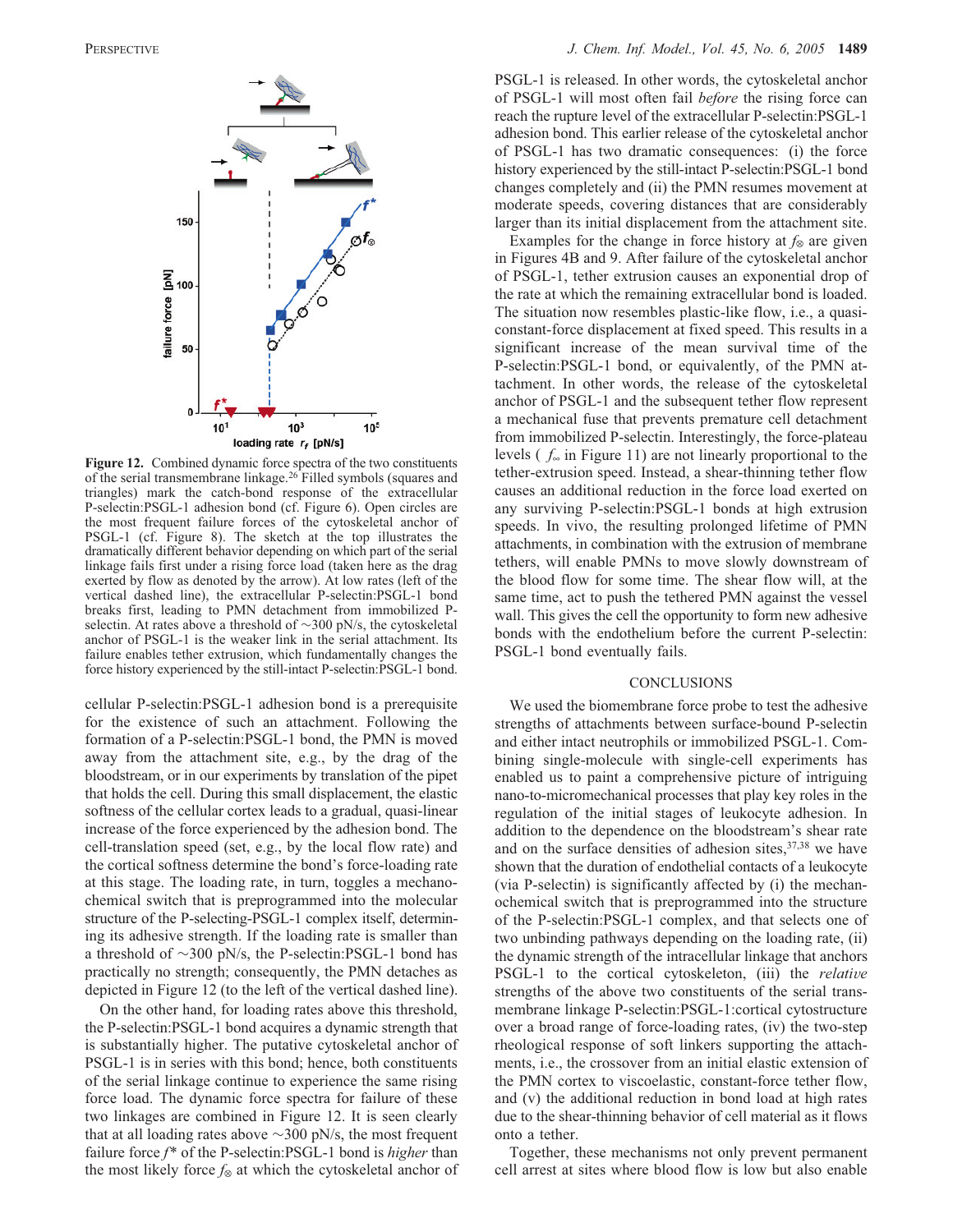**Figure 12.** Combined dynamic force spectra of the two constituents of the serial transmembrane linkage.[26] Filled symbols (squares and triangles) mark the catch-bond response of the extracellular P-selectin:PSGL-1 adhesion bond (cf. Figure 6). Open circles are the most frequent failure forces of the cytoskeletal anchor of PSGL-1 (cf. Figure 8). The sketch at the top illustrates the dramatically different behavior depending on which part of the serial linkage fails first under a rising force load (taken here as the drag exerted by flow as denoted by the arrow). At low rates (left of the vertical dashed line), the extracellular P-selectin:PSGL-1 bond breaks first, leading to PMN detachment from immobilized P-selectin. At rates above a threshold of ~300 pN/s, the cytoskeletal anchor of PSGL-1 is the weaker link in the serial attachment. Its failure enables tether extrusion, which fundamentally changes the force history experienced by the still-intact P-selectin:PSGL-1 bond.

cellular P-selectin:PSGL-1 adhesion bond is a prerequisite for the existence of such an attachment. Following the formation of a P-selectin:PSGL-1 bond, the PMN is moved away from the attachment site, e.g., by the drag of the bloodstream, or in our experiments by translation of the pipet that holds the cell. During this small displacement, the elastic softness of the cellular cortex leads to a gradual, quasi-linear increase of the force experienced by the adhesion bond. The cell-translation speed (set, e.g., by the local flow rate) and the cortical softness determine the bond's force-loading rate at this stage. The loading rate, in turn, toggles a mechanochemical switch that is preprogrammed into the molecular structure of the P-selecting-PSGL-1 complex itself, determining its adhesive strength. If the loading rate is smaller than a threshold of ~300 pN/s, the P-selectin:PSGL-1 bond has practically no strength; consequently, the PMN detaches as depicted in Figure 12 (to the left of the vertical dashed line).

On the other hand, for loading rates above this threshold, the P-selectin:PSGL-1 bond acquires a dynamic strength that is substantially higher. The putative cytoskeletal anchor of PSGL-1 is in series with this bond; hence, both constituents of the serial linkage continue to experience the same rising force load. The dynamic force spectra for failure of these two linkages are combined in Figure 12. It is seen clearly that at all loading rates above ~300 pN/s, the most frequent failure force $f^*$ of the P-selectin:PSGL-1 bond is *higher* than the most likely force $f_\otimes$ at which the cytoskeletal anchor of PSGL-1 is released. In other words, the cytoskeletal anchor of PSGL-1 will most often fail *before* the rising force can reach the rupture level of the extracellular P-selectin:PSGL-1 adhesion bond. This earlier release of the cytoskeletal anchor of PSGL-1 has two dramatic consequences: (i) the force history experienced by the still-intact P-selectin:PSGL-1 bond changes completely and (ii) the PMN resumes movement at moderate speeds, covering distances that are considerably larger than its initial displacement from the attachment site.

Examples for the change in force history at $f_\otimes$ are given in Figures 4B and 9. After failure of the cytoskeletal anchor of PSGL-1, tether extrusion causes an exponential drop of the rate at which the remaining extracellular bond is loaded. The situation now resembles plastic-like flow, i.e., a quasi-constant-force displacement at fixed speed. This results in a significant increase of the mean survival time of the P-selectin:PSGL-1 bond, or equivalently, of the PMN attachment. In other words, the release of the cytoskeletal anchor of PSGL-1 and the subsequent tether flow represent a mechanical fuse that prevents premature cell detachment from immobilized P-selectin. Interestingly, the force-plateau levels ( $f_\infty$ in Figure 11) are not linearly proportional to the tether-extrusion speed. Instead, a shear-thinning tether flow causes an additional reduction in the force load exerted on any surviving P-selectin:PSGL-1 bonds at high extrusion speeds. In vivo, the resulting prolonged lifetime of PMN attachments, in combination with the extrusion of membrane tethers, will enable PMNs to move slowly downstream of the blood flow for some time. The shear flow will, at the same time, act to push the tethered PMN against the vessel wall. This gives the cell the opportunity to form new adhesive bonds with the endothelium before the current P-selectin:PSGL-1 bond eventually fails.

## CONCLUSIONS

We used the biomembrane force probe to test the adhesive strengths of attachments between surface-bound P-selectin and either intact neutrophils or immobilized PSGL-1. Combining single-molecule with single-cell experiments has enabled us to paint a comprehensive picture of intriguing nano-to-micromechanical processes that play key roles in the regulation of the initial stages of leukocyte adhesion. In addition to the dependence on the bloodstream's shear rate and on the surface densities of adhesion sites,[37,38] we have shown that the duration of endothelial contacts of a leukocyte (via P-selectin) is significantly affected by (i) the mechanochemical switch that is preprogrammed into the structure of the P-selectin:PSGL-1 complex, and that selects one of two unbinding pathways depending on the loading rate, (ii) the dynamic strength of the intracellular linkage that anchors PSGL-1 to the cortical cytoskeleton, (iii) the *relative* strengths of the above two constituents of the serial transmembrane linkage P-selectin:PSGL-1:cortical cytostructure over a broad range of force-loading rates, (iv) the two-step rheological response of soft linkers supporting the attachments, i.e., the crossover from an initial elastic extension of the PMN cortex to viscoelastic, constant-force tether flow, and (v) the additional reduction in bond load at high rates due to the shear-thinning behavior of cell material as it flows onto a tether.

Together, these mechanisms not only prevent permanent cell arrest at sites where blood flow is low but also enable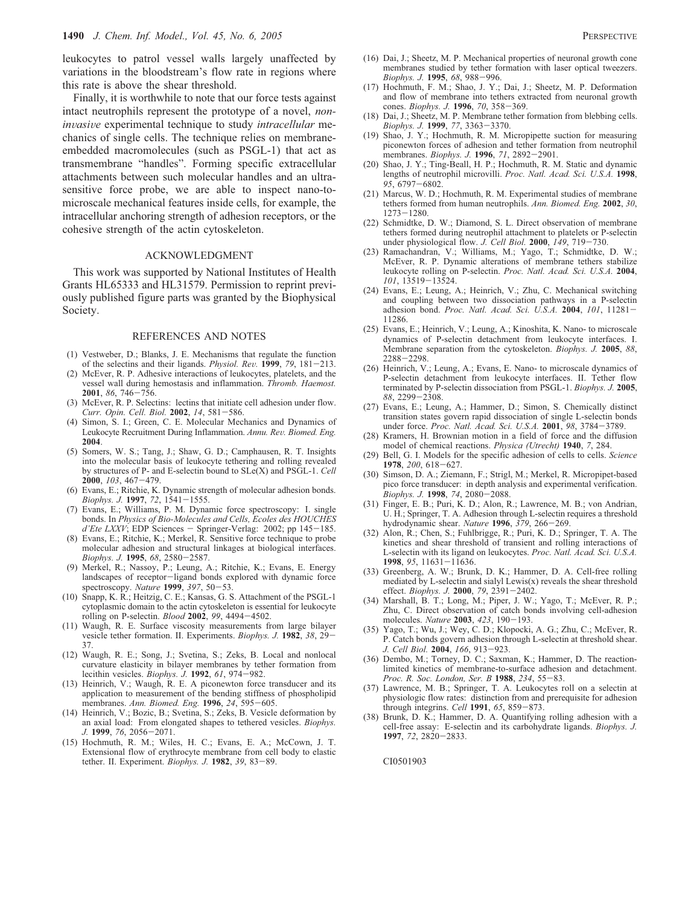leukocytes to patrol vessel walls largely unaffected by variations in the bloodstream's flow rate in regions where this rate is above the shear threshold.

Finally, it is worthwhile to note that our force tests against intact neutrophils represent the prototype of a novel, *noninvasive* experimental technique to study *intracellular* mechanics of single cells. The technique relies on membrane-embedded macromolecules (such as PSGL-1) that act as transmembrane "handles". Forming specific extracellular attachments between such molecular handles and an ultrasensitive force probe, we are able to inspect nano-to-microscale mechanical features inside cells, for example, the intracellular anchoring strength of adhesion receptors, or the cohesive strength of the actin cytoskeleton.

## ACKNOWLEDGMENT

This work was supported by National Institutes of Health Grants HL65333 and HL31579. Permission to reprint previously published figure parts was granted by the Biophysical Society.

## REFERENCES AND NOTES

(1) Vestweber, D.; Blanks, J. E. Mechanisms that regulate the function of the selectins and their ligands. *Physiol. Rev.* **1999**, *79*, 181–213.
(2) McEver, R. P. Adhesive interactions of leukocytes, platelets, and the vessel wall during hemostasis and inflammation. *Thromb. Haemost.* **2001**, *86*, 746–756.
(3) McEver, R. P. Selectins: lectins that initiate cell adhesion under flow. *Curr. Opin. Cell. Biol.* **2002**, *14*, 581–586.
(4) Simon, S. I.; Green, C. E. Molecular Mechanics and Dynamics of Leukocyte Recruitment During Inflammation. *Annu. Rev. Biomed. Eng.* **2004**.
(5) Somers, W. S.; Tang, J.; Shaw, G. D.; Camphausen, R. T. Insights into the molecular basis of leukocyte tethering and rolling revealed by structures of P- and E-selectin bound to SLe(X) and PSGL-1. *Cell* **2000**, *103*, 467–479.
(6) Evans, E.; Ritchie, K. Dynamic strength of molecular adhesion bonds. *Biophys. J.* **1997**, *72*, 1541–1555.
(7) Evans, E.; Williams, P. M. Dynamic force spectroscopy: I. single bonds. In *Physics of Bio-Molecules and Cells, Ecoles des HOUCHES d'Ete LXXV*; EDP Sciences – Springer-Verlag: 2002; pp 145–185.
(8) Evans, E.; Ritchie, K.; Merkel, R. Sensitive force technique to probe molecular adhesion and structural linkages at biological interfaces. *Biophys. J.* **1995**, *68*, 2580–2587.
(9) Merkel, R.; Nassoy, P.; Leung, A.; Ritchie, K.; Evans, E. Energy landscapes of receptor–ligand bonds explored with dynamic force spectroscopy. *Nature* **1999**, *397*, 50–53.
(10) Snapp, K. R.; Heitzig, C. E.; Kansas, G. S. Attachment of the PSGL-1 cytoplasmic domain to the actin cytoskeleton is essential for leukocyte rolling on P-selectin. *Blood* **2002**, *99*, 4494–4502.
(11) Waugh, R. E. Surface viscosity measurements from large bilayer vesicle tether formation. II. Experiments. *Biophys. J.* **1982**, *38*, 29–37.
(12) Waugh, R. E.; Song, J.; Svetina, S.; Zeks, B. Local and nonlocal curvature elasticity in bilayer membranes by tether formation from lecithin vesicles. *Biophys. J.* **1992**, *61*, 974–982.
(13) Heinrich, V.; Waugh, R. E. A piconewton force transducer and its application to measurement of the bending stiffness of phospholipid membranes. *Ann. Biomed. Eng.* **1996**, *24*, 595–605.
(14) Heinrich, V.; Bozic, B.; Svetina, S.; Zeks, B. Vesicle deformation by an axial load: From elongated shapes to tethered vesicles. *Biophys. J.* **1999**, *76*, 2056–2071.
(15) Hochmuth, R. M.; Wiles, H. C.; Evans, E. A.; McCown, J. T. Extensional flow of erythrocyte membrane from cell body to elastic tether. II. Experiment. *Biophys. J.* **1982**, *39*, 83–89.
(16) Dai, J.; Sheetz, M. P. Mechanical properties of neuronal growth cone membranes studied by tether formation with laser optical tweezers. *Biophys. J.* **1995**, *68*, 988–996.
(17) Hochmuth, F. M.; Shao, J. Y.; Dai, J.; Sheetz, M. P. Deformation and flow of membrane into tethers extracted from neuronal growth cones. *Biophys. J.* **1996**, *70*, 358–369.
(18) Dai, J.; Sheetz, M. P. Membrane tether formation from blebbing cells. *Biophys. J.* **1999**, *77*, 3363–3370.
(19) Shao, J. Y.; Hochmuth, R. M. Micropipette suction for measuring piconewton forces of adhesion and tether formation from neutrophil membranes. *Biophys. J.* **1996**, *71*, 2892–2901.
(20) Shao, J. Y.; Ting-Beall, H. P.; Hochmuth, R. M. Static and dynamic lengths of neutrophil microvilli. *Proc. Natl. Acad. Sci. U.S.A.* **1998**, *95*, 6797–6802.
(21) Marcus, W. D.; Hochmuth, R. M. Experimental studies of membrane tethers formed from human neutrophils. *Ann. Biomed. Eng.* **2002**, *30*, 1273–1280.
(22) Schmidtke, D. W.; Diamond, S. L. Direct observation of membrane tethers formed during neutrophil attachment to platelets or P-selectin under physiological flow. *J. Cell Biol.* **2000**, *149*, 719–730.
(23) Ramachandran, V.; Williams, M.; Yago, T.; Schmidtke, D. W.; McEver, R. P. Dynamic alterations of membrane tethers stabilize leukocyte rolling on P-selectin. *Proc. Natl. Acad. Sci. U.S.A.* **2004**, *101*, 13519–13524.
(24) Evans, E.; Leung, A.; Heinrich, V.; Zhu, C. Mechanical switching and coupling between two dissociation pathways in a P-selectin adhesion bond. *Proc. Natl. Acad. Sci. U.S.A.* **2004**, *101*, 11281–11286.
(25) Evans, E.; Heinrich, V.; Leung, A.; Kinoshita, K. Nano- to microscale dynamics of P-selectin detachment from leukocyte interfaces. I. Membrane separation from the cytoskeleton. *Biophys. J.* **2005**, *88*, 2288–2298.
(26) Heinrich, V.; Leung, A.; Evans, E. Nano- to microscale dynamics of P-selectin detachment from leukocyte interfaces. II. Tether flow terminated by P-selectin dissociation from PSGL-1. *Biophys. J.* **2005**, *88*, 2299–2308.
(27) Evans, E.; Leung, A.; Hammer, D.; Simon, S. Chemically distinct transition states govern rapid dissociation of single L-selectin bonds under force. *Proc. Natl. Acad. Sci. U.S.A.* **2001**, *98*, 3784–3789.
(28) Kramers, H. Brownian motion in a field of force and the diffusion model of chemical reactions. *Physica (Utrecht)* **1940**, *7*, 284.
(29) Bell, G. I. Models for the specific adhesion of cells to cells. *Science* **1978**, *200*, 618–627.
(30) Simson, D. A.; Ziemann, F.; Strigl, M.; Merkel, R. Micropipet-based pico force transducer: in depth analysis and experimental verification. *Biophys. J.* **1998**, *74*, 2080–2088.
(31) Finger, E. B.; Puri, K. D.; Alon, R.; Lawrence, M. B.; von Andrian, U. H.; Springer, T. A. Adhesion through L-selectin requires a threshold hydrodynamic shear. *Nature* **1996**, *379*, 266–269.
(32) Alon, R.; Chen, S.; Fuhlbrigge, R.; Puri, K. D.; Springer, T. A. The kinetics and shear threshold of transient and rolling interactions of L-selectin with its ligand on leukocytes. *Proc. Natl. Acad. Sci. U.S.A.* **1998**, *95*, 11631–11636.
(33) Greenberg, A. W.; Brunk, D. K.; Hammer, D. A. Cell-free rolling mediated by L-selectin and sialyl Lewis(x) reveals the shear threshold effect. *Biophys. J.* **2000**, *79*, 2391–2402.
(34) Marshall, B. T.; Long, M.; Piper, J. W.; Yago, T.; McEver, R. P.; Zhu, C. Direct observation of catch bonds involving cell-adhesion molecules. *Nature* **2003**, *423*, 190–193.
(35) Yago, T.; Wu, J.; Wey, C. D.; Klopocki, A. G.; Zhu, C.; McEver, R. P. Catch bonds govern adhesion through L-selectin at threshold shear. *J. Cell Biol.* **2004**, *166*, 913–923.
(36) Dembo, M.; Torney, D. C.; Saxman, K.; Hammer, D. The reaction-limited kinetics of membrane-to-surface adhesion and detachment. *Proc. R. Soc. London, Ser. B* **1988**, *234*, 55–83.
(37) Lawrence, M. B.; Springer, T. A. Leukocytes roll on a selectin at physiologic flow rates: distinction from and prerequisite for adhesion through integrins. *Cell* **1991**, *65*, 859–873.
(38) Brunk, D. K.; Hammer, D. A. Quantifying rolling adhesion with a cell-free assay: E-selectin and its carbohydrate ligands. *Biophys. J.* **1997**, *72*, 2820–2833.

CI0501903